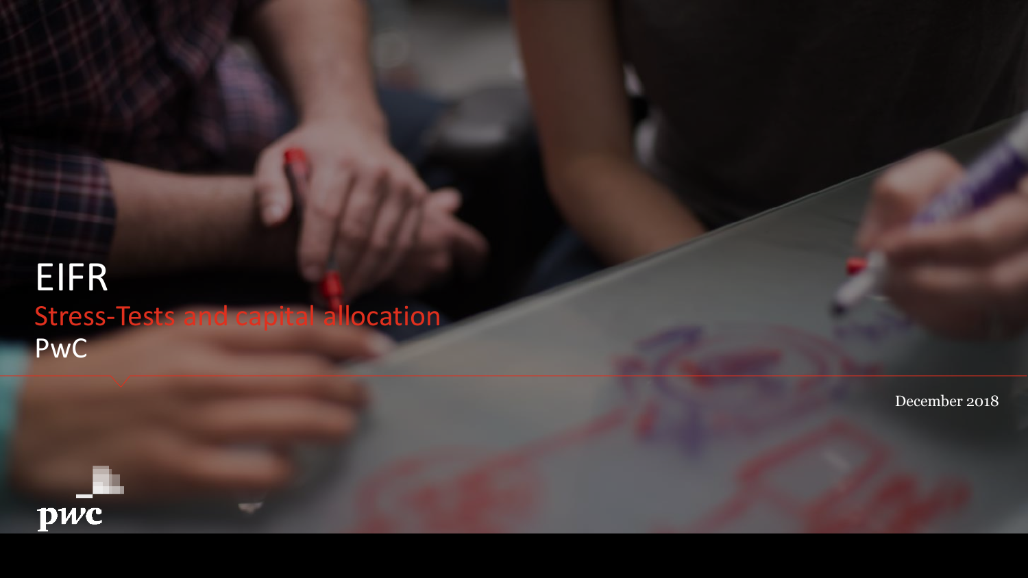# EIFR

## Stress-Tests and capital allocation

PwC

December 2018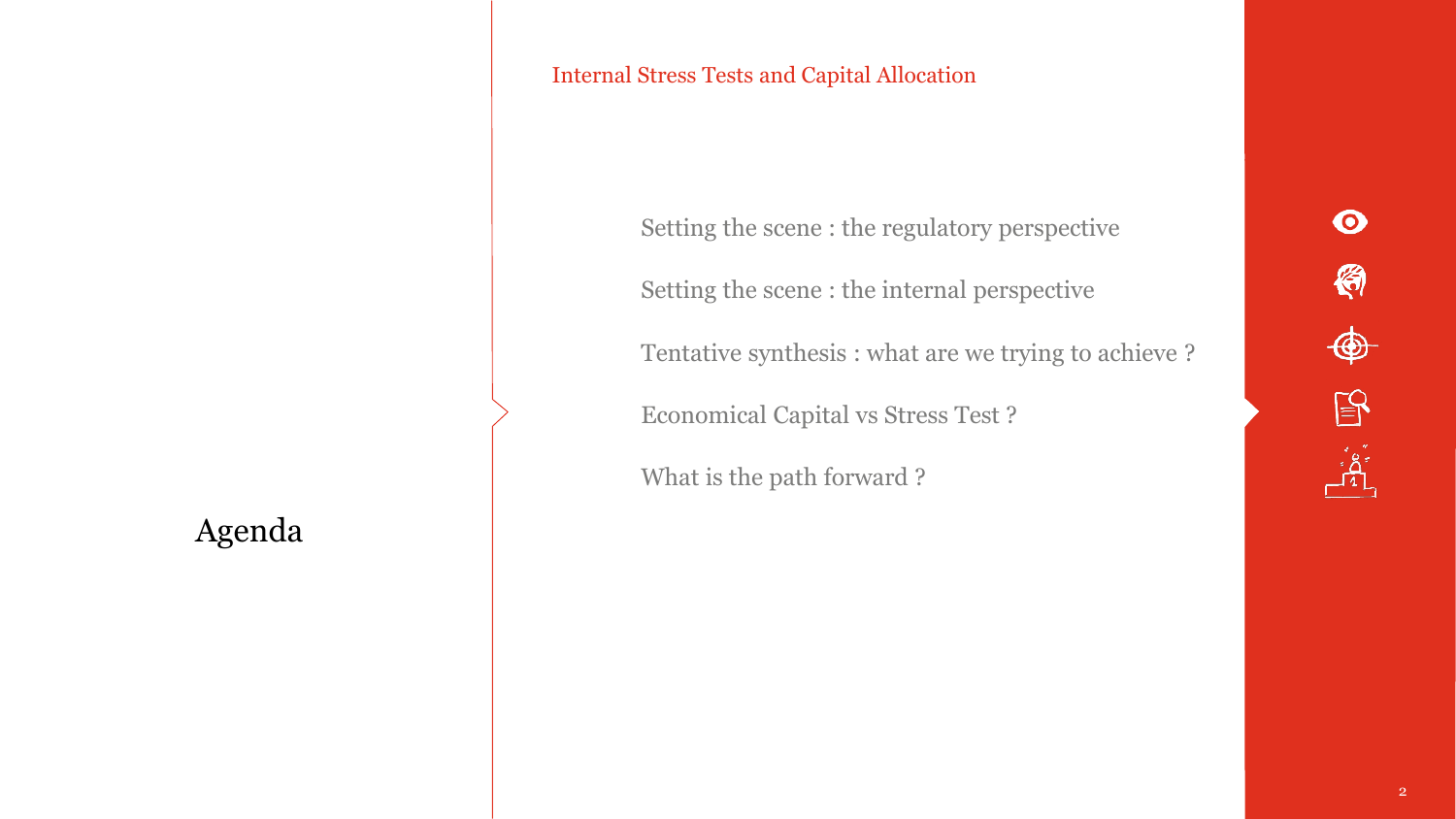Internal Stress Tests and Capital Allocation

# Agenda

- Setting the scene : the regulatory perspective
- Setting the scene : the internal perspective
- Tentative synthesis : what are we trying to achieve ?
- Economical Capital vs Stress Test ?
- What is the path forward ?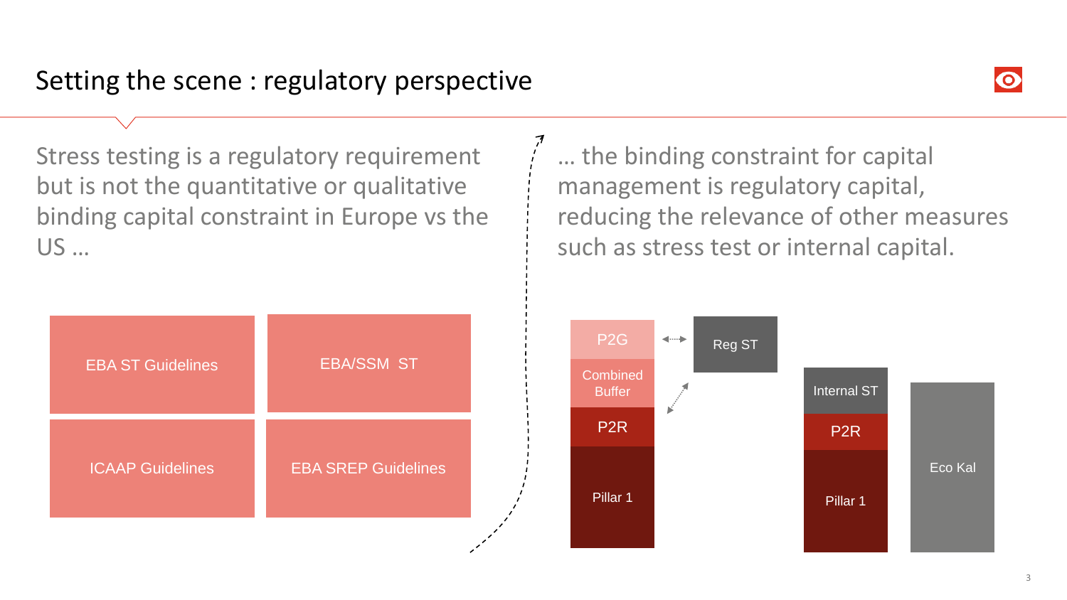# Setting the scene : regulatory perspective

Stress testing is a regulatory requirement but is not the quantitative or qualitative binding capital constraint in Europe vs the US …

… the binding constraint for capital management is regulatory capital, reducing the relevance of other measures such as stress test or internal capital.

- EBA ST Guidelines
- EBA/SSM ST
- ICAAP Guidelines
- EBA SREP Guidelines

P2G

Combined Buffer

P2R

Pillar 1

Reg ST

Internal ST

P2R

Pillar 1

Eco Kal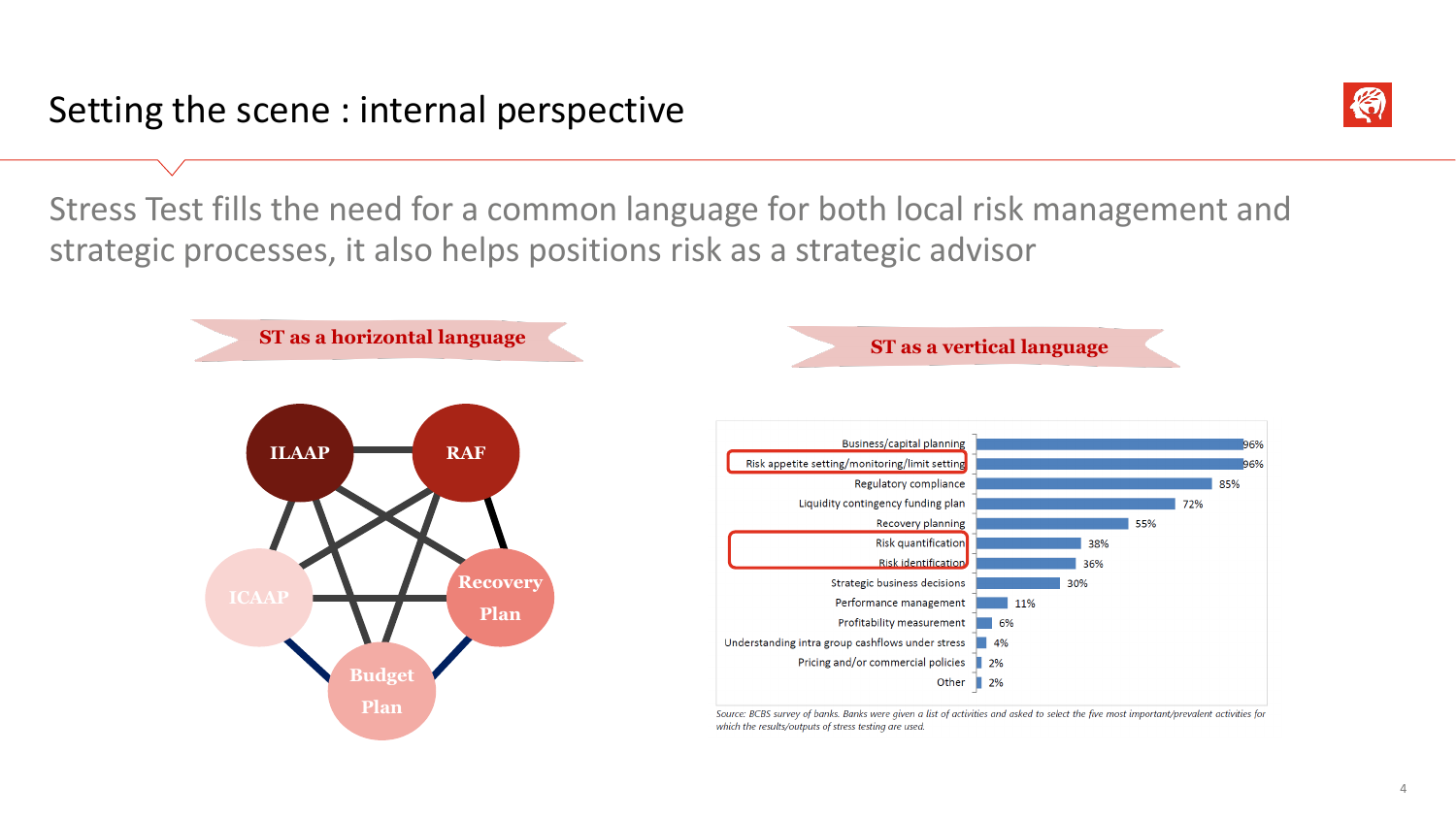# Setting the scene : internal perspective

Stress Test fills the need for a common language for both local risk management and strategic processes, it also helps positions risk as a strategic advisor

**ST as a horizontal language**

ILAAP, RAF, ICAAP, Recovery Plan, Budget Plan

**ST as a vertical language**

| Activity | % |
|---|---|
| Business/capital planning | 96% |
| Risk appetite setting/monitoring/limit setting | 96% |
| Regulatory compliance | 85% |
| Liquidity contingency funding plan | 72% |
| Recovery planning | 55% |
| Risk quantification | 38% |
| Risk identification | 36% |
| Strategic business decisions | 30% |
| Performance management | 11% |
| Profitability measurement | 6% |
| Understanding intra group cashflows under stress | 4% |
| Pricing and/or commercial policies | 2% |
| Other | 2% |

*Source: BCBS survey of banks. Banks were given a list of activities and asked to select the five most important/prevalent activities for which the results/outputs of stress testing are used.*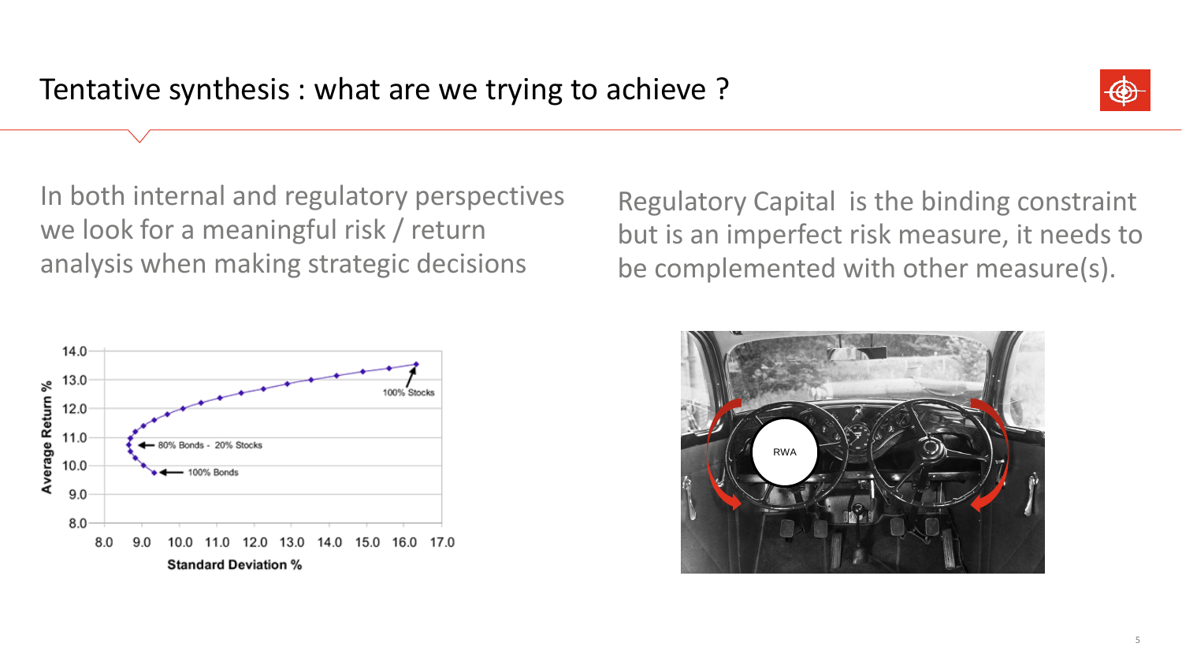# Tentative synthesis : what are we trying to achieve ?

In both internal and regulatory perspectives we look for a meaningful risk / return analysis when making strategic decisions

Regulatory Capital is the binding constraint but is an imperfect risk measure, it needs to be complemented with other measure(s).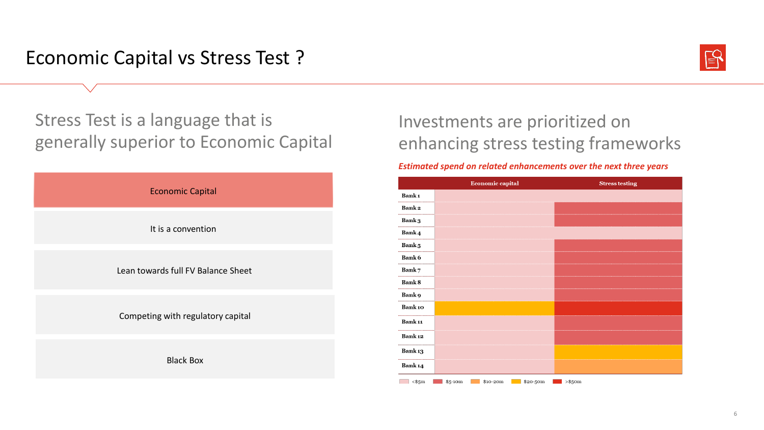# Economic Capital vs Stress Test ?

## Stress Test is a language that is generally superior to Economic Capital

| Economic Capital |
|---|
| It is a convention |
| Lean towards full FV Balance Sheet |
| Competing with regulatory capital |
| Black Box |

## Investments are prioritized on enhancing stress testing frameworks

***Estimated spend on related enhancements over the next three years***

| | Economic capital | Stress testing |
|---|---|---|
| Bank 1 | <$5m | <$5m |
| Bank 2 | <$5m | $5-10m |
| Bank 3 | <$5m | $5-10m |
| Bank 4 | <$5m | <$5m |
| Bank 5 | <$5m | $5-10m |
| Bank 6 | <$5m | $5-10m |
| Bank 7 | <$5m | $5-10m |
| Bank 8 | <$5m | $5-10m |
| Bank 9 | <$5m | $5-10m |
| Bank 10 | $20-50m | >$50m |
| Bank 11 | <$5m | $5-10m |
| Bank 12 | <$5m | $5-10m |
| Bank 13 | <$5m | $20-50m |
| Bank 14 | <$5m | $10-20m |

Legend: <$5m, $5-10m, $10-20m, $20-50m, >$50m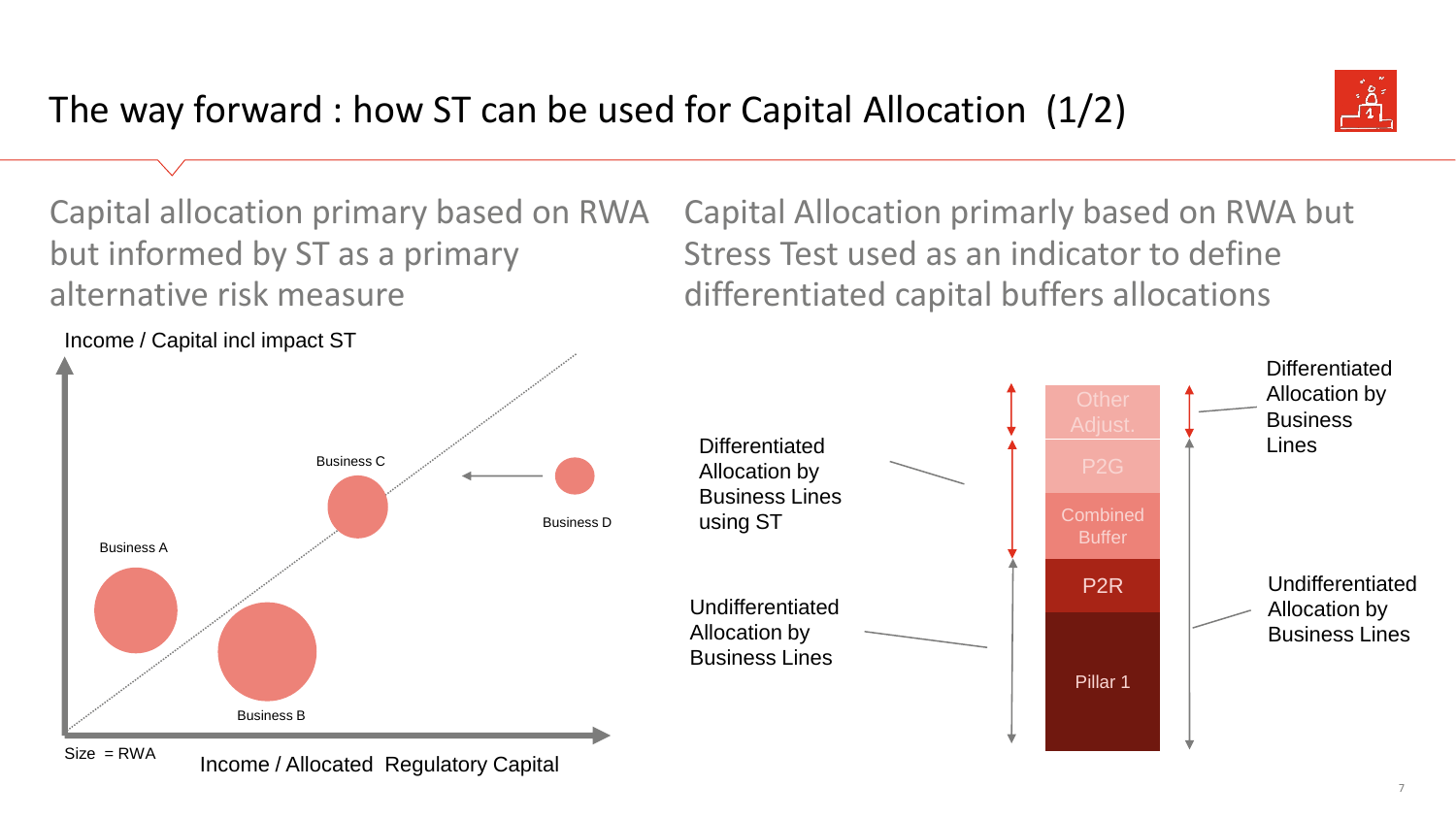# The way forward : how ST can be used for Capital Allocation (1/2)

## Capital allocation primary based on RWA but informed by ST as a primary alternative risk measure

Income / Capital incl impact ST

Business C

Business D

Business A

Business B

Size = RWA

Income / Allocated Regulatory Capital

## Capital Allocation primarly based on RWA but Stress Test used as an indicator to define differentiated capital buffers allocations

Differentiated Allocation by Business Lines using ST

Undifferentiated Allocation by Business Lines

- Other Adjust.
- P2G
- Combined Buffer
- P2R
- Pillar 1

Differentiated Allocation by Business Lines

Undifferentiated Allocation by Business Lines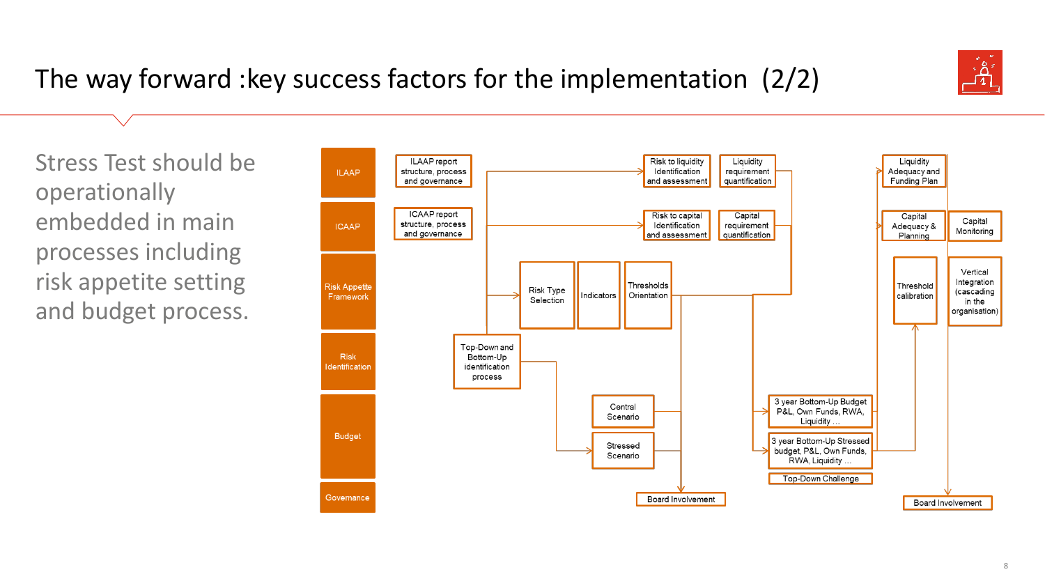# The way forward :key success factors for the implementation (2/2)

Stress Test should be operationally embedded in main processes including risk appetite setting and budget process.

**ILAAP**
- ILAAP report structure, process and governance
- Risk to liquidity Identification and assessment
- Liquidity requirement quantification
- Liquidity Adequacy and Funding Plan

**ICAAP**
- ICAAP report structure, process and governance
- Risk to capital Identification and assessment
- Capital requirement quantification
- Capital Adequacy & Planning
- Capital Monitoring

**Risk Appetite Framework**
- Risk Type Selection
- Indicators
- Thresholds Orientation
- Threshold calibration
- Vertical Integration (cascading in the organisation)

**Risk Identification**
- Top-Down and Bottom-Up identification process

**Budget**
- Central Scenario
- Stressed Scenario
- 3 year Bottom-Up Budget P&L, Own Funds, RWA, Liquidity …
- 3 year Bottom-Up Stressed budget, P&L, Own Funds, RWA, Liquidity …
- Top-Down Challenge

**Governance**
- Board Involvement
- Board Involvement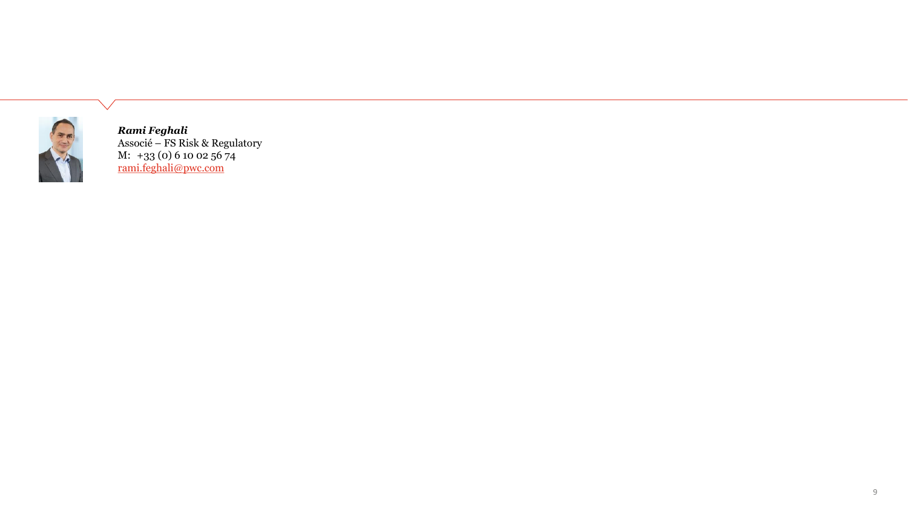***Rami Feghali***
Associé – FS Risk & Regulatory
M:  +33 (0) 6 10 02 56 74
rami.feghali@pwc.com